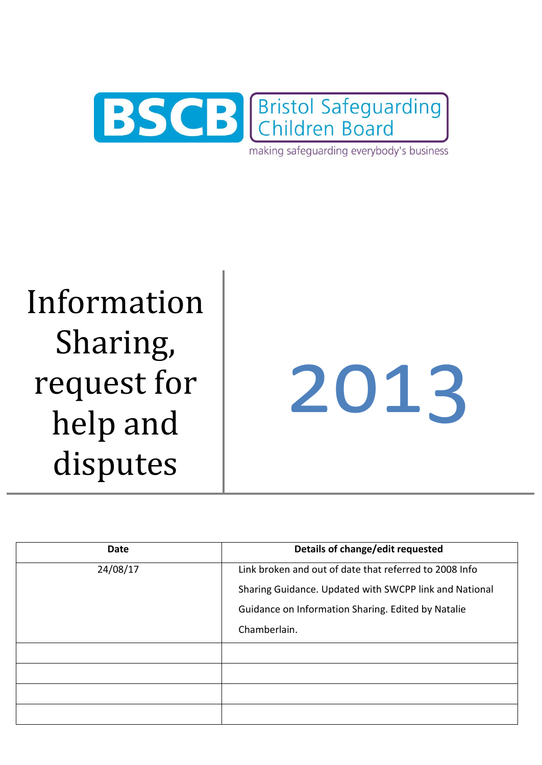BSCB Bristol Safeguarding Children Board

making safeguarding everybody's business

# Information Sharing, request for help and disputes

# 2013

| Date | Details of change/edit requested |
| --- | --- |
| 24/08/17 | Link broken and out of date that referred to 2008 Info Sharing Guidance. Updated with SWCPP link and National Guidance on Information Sharing. Edited by Natalie Chamberlain. |
| | |
| | |
| | |
| | |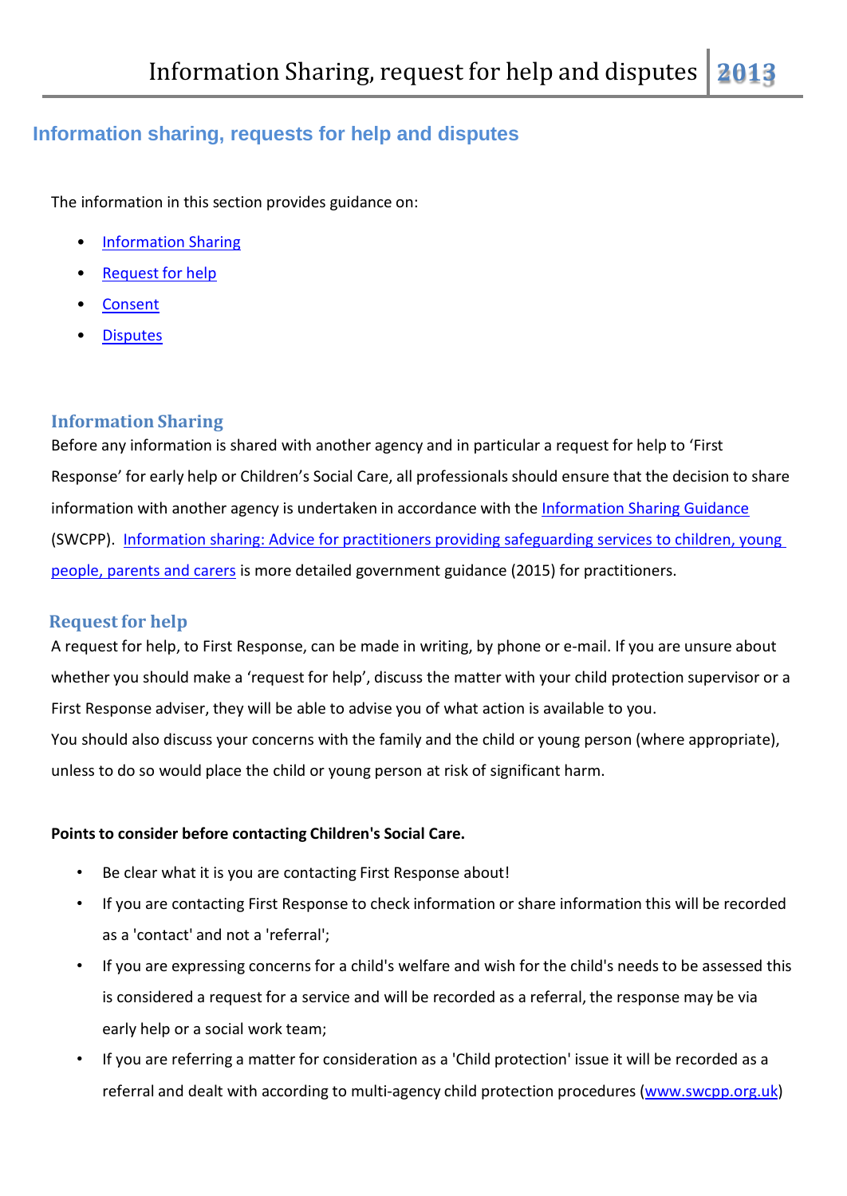# Information sharing, requests for help and disputes

The information in this section provides guidance on:

- Information Sharing
- Request for help
- Consent
- Disputes

## Information Sharing

Before any information is shared with another agency and in particular a request for help to 'First Response' for early help or Children's Social Care, all professionals should ensure that the decision to share information with another agency is undertaken in accordance with the Information Sharing Guidance (SWCPP). Information sharing: Advice for practitioners providing safeguarding services to children, young people, parents and carers is more detailed government guidance (2015) for practitioners.

## Request for help

A request for help, to First Response, can be made in writing, by phone or e-mail. If you are unsure about whether you should make a 'request for help', discuss the matter with your child protection supervisor or a First Response adviser, they will be able to advise you of what action is available to you.

You should also discuss your concerns with the family and the child or young person (where appropriate), unless to do so would place the child or young person at risk of significant harm.

**Points to consider before contacting Children's Social Care.**

- Be clear what it is you are contacting First Response about!
- If you are contacting First Response to check information or share information this will be recorded as a 'contact' and not a 'referral';
- If you are expressing concerns for a child's welfare and wish for the child's needs to be assessed this is considered a request for a service and will be recorded as a referral, the response may be via early help or a social work team;
- If you are referring a matter for consideration as a 'Child protection' issue it will be recorded as a referral and dealt with according to multi-agency child protection procedures (www.swcpp.org.uk)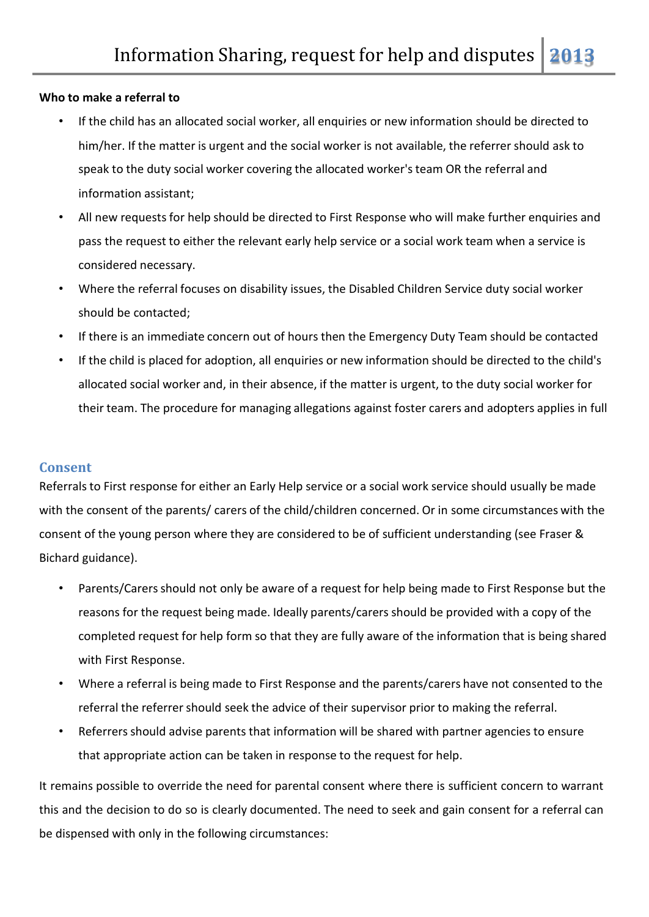**Who to make a referral to**

- If the child has an allocated social worker, all enquiries or new information should be directed to him/her. If the matter is urgent and the social worker is not available, the referrer should ask to speak to the duty social worker covering the allocated worker's team OR the referral and information assistant;
- All new requests for help should be directed to First Response who will make further enquiries and pass the request to either the relevant early help service or a social work team when a service is considered necessary.
- Where the referral focuses on disability issues, the Disabled Children Service duty social worker should be contacted;
- If there is an immediate concern out of hours then the Emergency Duty Team should be contacted
- If the child is placed for adoption, all enquiries or new information should be directed to the child's allocated social worker and, in their absence, if the matter is urgent, to the duty social worker for their team. The procedure for managing allegations against foster carers and adopters applies in full

## Consent

Referrals to First response for either an Early Help service or a social work service should usually be made with the consent of the parents/ carers of the child/children concerned. Or in some circumstances with the consent of the young person where they are considered to be of sufficient understanding (see Fraser & Bichard guidance).

- Parents/Carers should not only be aware of a request for help being made to First Response but the reasons for the request being made. Ideally parents/carers should be provided with a copy of the completed request for help form so that they are fully aware of the information that is being shared with First Response.
- Where a referral is being made to First Response and the parents/carers have not consented to the referral the referrer should seek the advice of their supervisor prior to making the referral.
- Referrers should advise parents that information will be shared with partner agencies to ensure that appropriate action can be taken in response to the request for help.

It remains possible to override the need for parental consent where there is sufficient concern to warrant this and the decision to do so is clearly documented. The need to seek and gain consent for a referral can be dispensed with only in the following circumstances: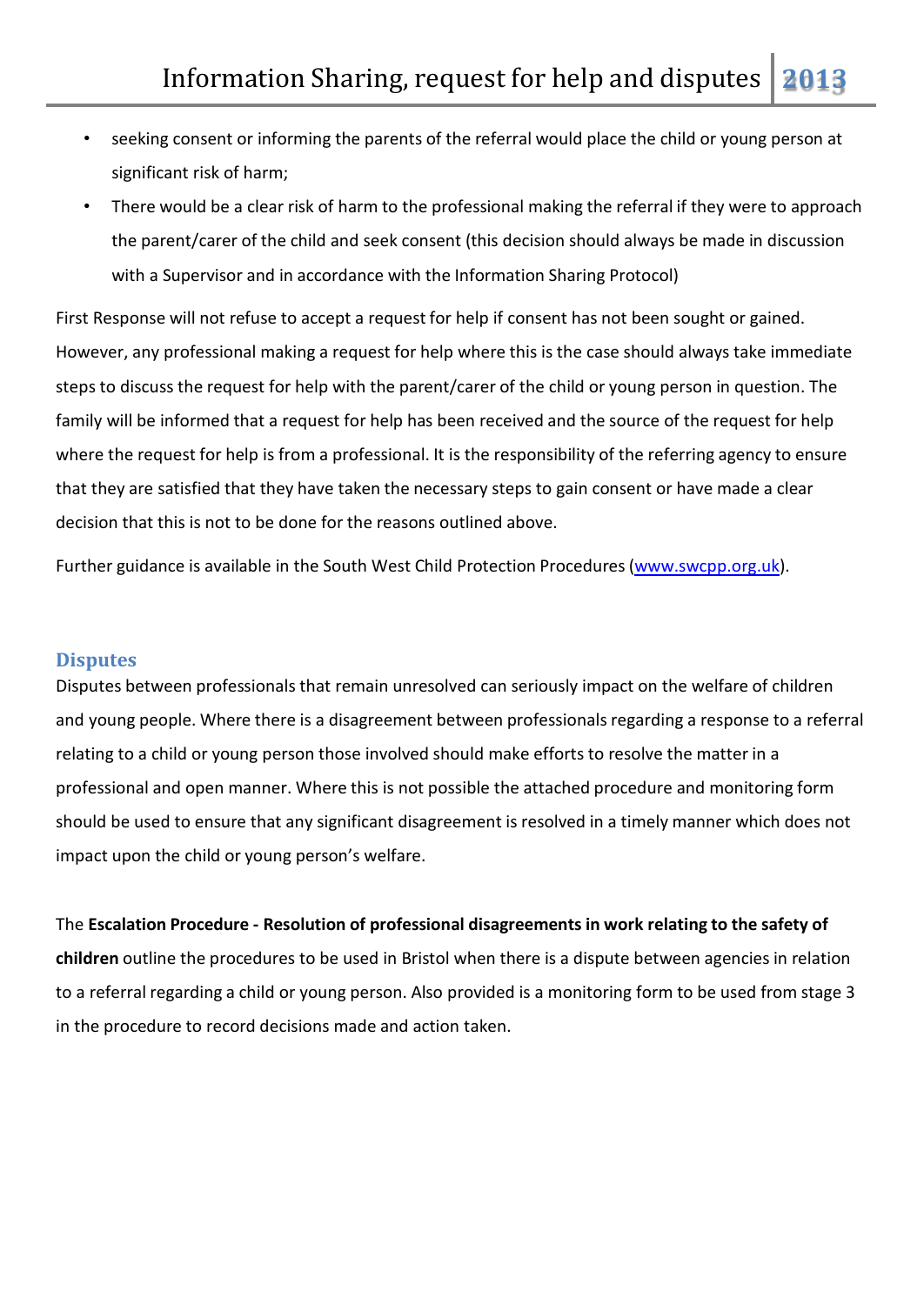- seeking consent or informing the parents of the referral would place the child or young person at significant risk of harm;
- There would be a clear risk of harm to the professional making the referral if they were to approach the parent/carer of the child and seek consent (this decision should always be made in discussion with a Supervisor and in accordance with the Information Sharing Protocol)

First Response will not refuse to accept a request for help if consent has not been sought or gained. However, any professional making a request for help where this is the case should always take immediate steps to discuss the request for help with the parent/carer of the child or young person in question. The family will be informed that a request for help has been received and the source of the request for help where the request for help is from a professional. It is the responsibility of the referring agency to ensure that they are satisfied that they have taken the necessary steps to gain consent or have made a clear decision that this is not to be done for the reasons outlined above.

Further guidance is available in the South West Child Protection Procedures ([www.swcpp.org.uk](http://www.swcpp.org.uk)).

## Disputes

Disputes between professionals that remain unresolved can seriously impact on the welfare of children and young people. Where there is a disagreement between professionals regarding a response to a referral relating to a child or young person those involved should make efforts to resolve the matter in a professional and open manner. Where this is not possible the attached procedure and monitoring form should be used to ensure that any significant disagreement is resolved in a timely manner which does not impact upon the child or young person's welfare.

The **Escalation Procedure - Resolution of professional disagreements in work relating to the safety of children** outline the procedures to be used in Bristol when there is a dispute between agencies in relation to a referral regarding a child or young person. Also provided is a monitoring form to be used from stage 3 in the procedure to record decisions made and action taken.